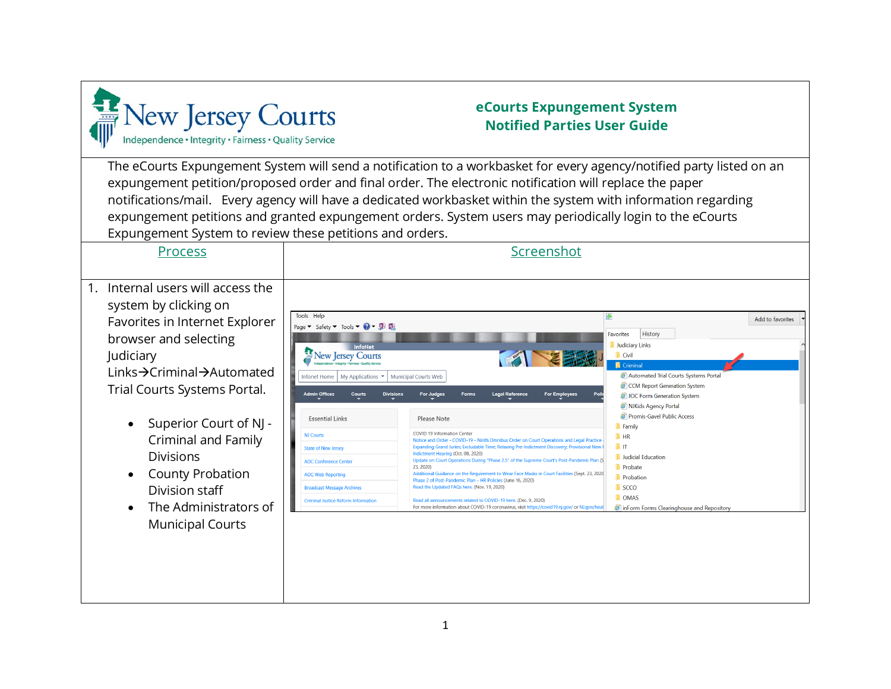**New Jersey Courts**
Independence • Integrity • Fairness • Quality Service

## eCourts Expungement System Notified Parties User Guide

The eCourts Expungement System will send a notification to a workbasket for every agency/notified party listed on an expungement petition/proposed order and final order. The electronic notification will replace the paper notifications/mail. Every agency will have a dedicated workbasket within the system with information regarding expungement petitions and granted expungement orders. System users may periodically login to the eCourts Expungement System to review these petitions and orders.

| Process | Screenshot |
| --- | --- |
| 1. Internal users will access the system by clicking on Favorites in Internet Explorer browser and selecting Judiciary Links→Criminal→Automated Trial Courts Systems Portal.<br><br>• Superior Court of NJ - Criminal and Family Divisions<br>• County Probation Division staff<br>• The Administrators of Municipal Courts | |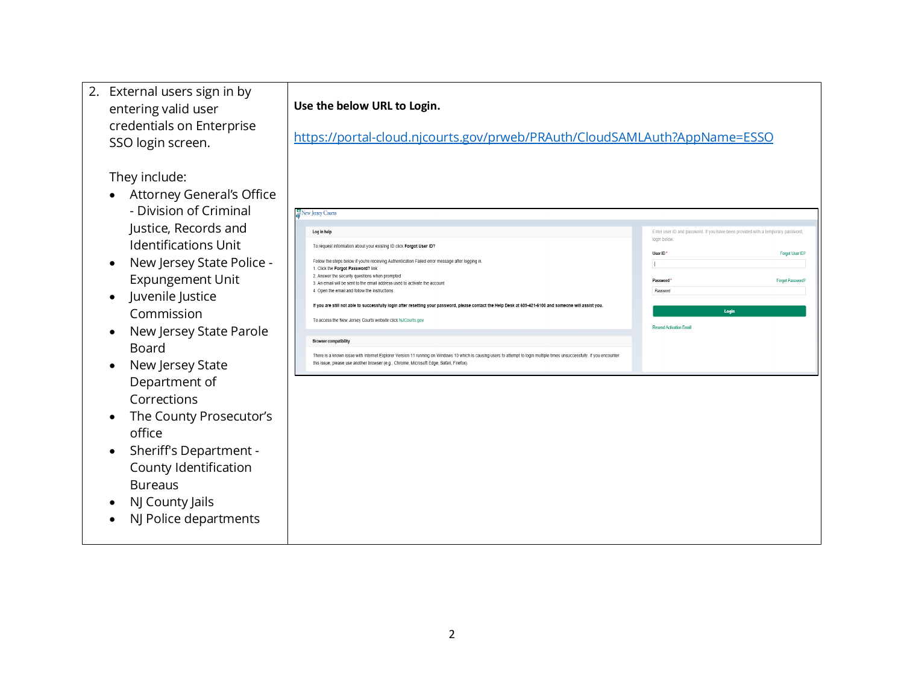| | |
|---|---|
| 2. External users sign in by entering valid user credentials on Enterprise SSO login screen.<br><br>They include:<br>• Attorney General's Office - Division of Criminal Justice, Records and Identifications Unit<br>• New Jersey State Police - Expungement Unit<br>• Juvenile Justice Commission<br>• New Jersey State Parole Board<br>• New Jersey State Department of Corrections<br>• The County Prosecutor's office<br>• Sheriff's Department - County Identification Bureaus<br>• NJ County Jails<br>• NJ Police departments | **Use the below URL to Login.**<br><br>https://portal-cloud.njcourts.gov/prweb/PRAuth/CloudSAMLAuth?AppName=ESSO<br><br>New Jersey Courts<br><br>**Log in help**<br>To request information about your existing ID click **Forgot User ID?**<br>Follow the steps below if you're receiving Authentication Failed error message after logging in.<br>1. Click the **Forgot Password?** link<br>2. Answer the security questions when prompted<br>3. An email will be sent to the email address used to activate the account<br>4. Open the email and follow the instructions<br>**If you are still not able to successfully login after resetting your password, please contact the Help Desk at 609-421-6100 and someone will assist you.**<br>To access the New Jersey Courts website click NJCourts.gov<br><br>**Browser compatibility**<br>There is a known issue with Internet Explorer Version 11 running on Windows 10 which is causing users to attempt to login multiple times unsuccessfully. If you encounter this issue, please use another browser (e.g., Chrome, Microsoft Edge, Safari, Firefox).<br><br>Enter user ID and password. If you have been provided with a temporary password, login below.<br>User ID * Forgot User ID?<br>Password * Forgot Password?<br>Login<br>Resend Activation Email |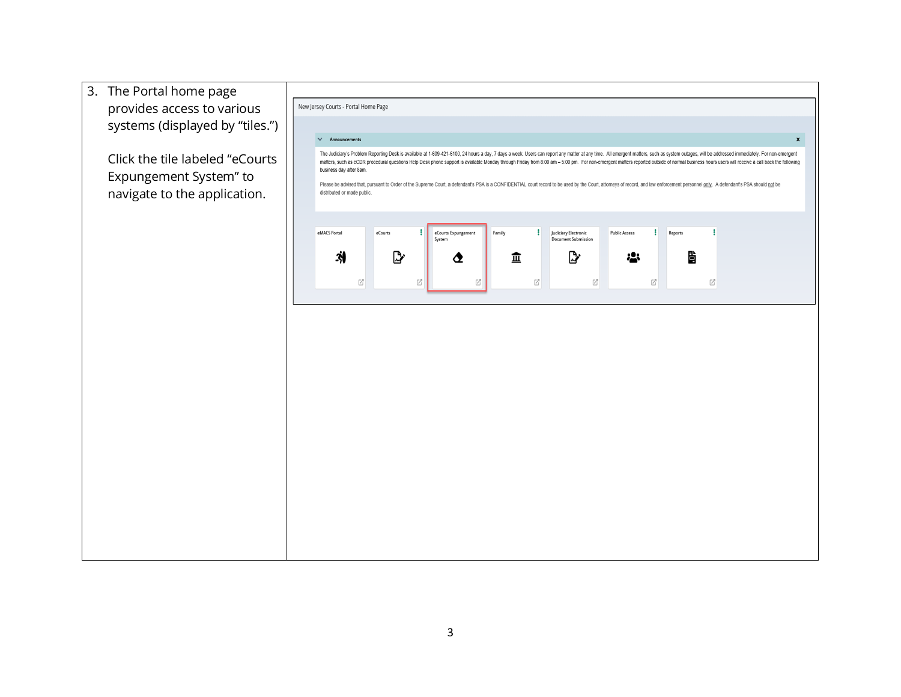| | |
|---|---|
| 3. The Portal home page provides access to various systems (displayed by "tiles.")<br><br>Click the tile labeled "eCourts Expungement System" to navigate to the application. | New Jersey Courts - Portal Home Page<br><br>**Announcements**<br><br>The Judiciary's Problem Reporting Desk is available at 1-609-421-6100, 24 hours a day, 7 days a week. Users can report any matter at any time. All emergent matters, such as system outages, will be addressed immediately. For non-emergent matters, such as eCDR procedural questions Help Desk phone support is available Monday through Friday from 8:00 am – 5:00 pm. For non-emergent matters reported outside of normal business hours users will receive a call back the following business day after 8am.<br><br>Please be advised that, pursuant to Order of the Supreme Court, a defendant's PSA is a CONFIDENTIAL court record to be used by the Court, attorneys of record, and law enforcement personnel only. A defendant's PSA should not be distributed or made public.<br><br>eMACS Portal \| eCourts \| eCourts Expungement System \| Family \| Judiciary Electronic Document Submission \| Public Access \| Reports |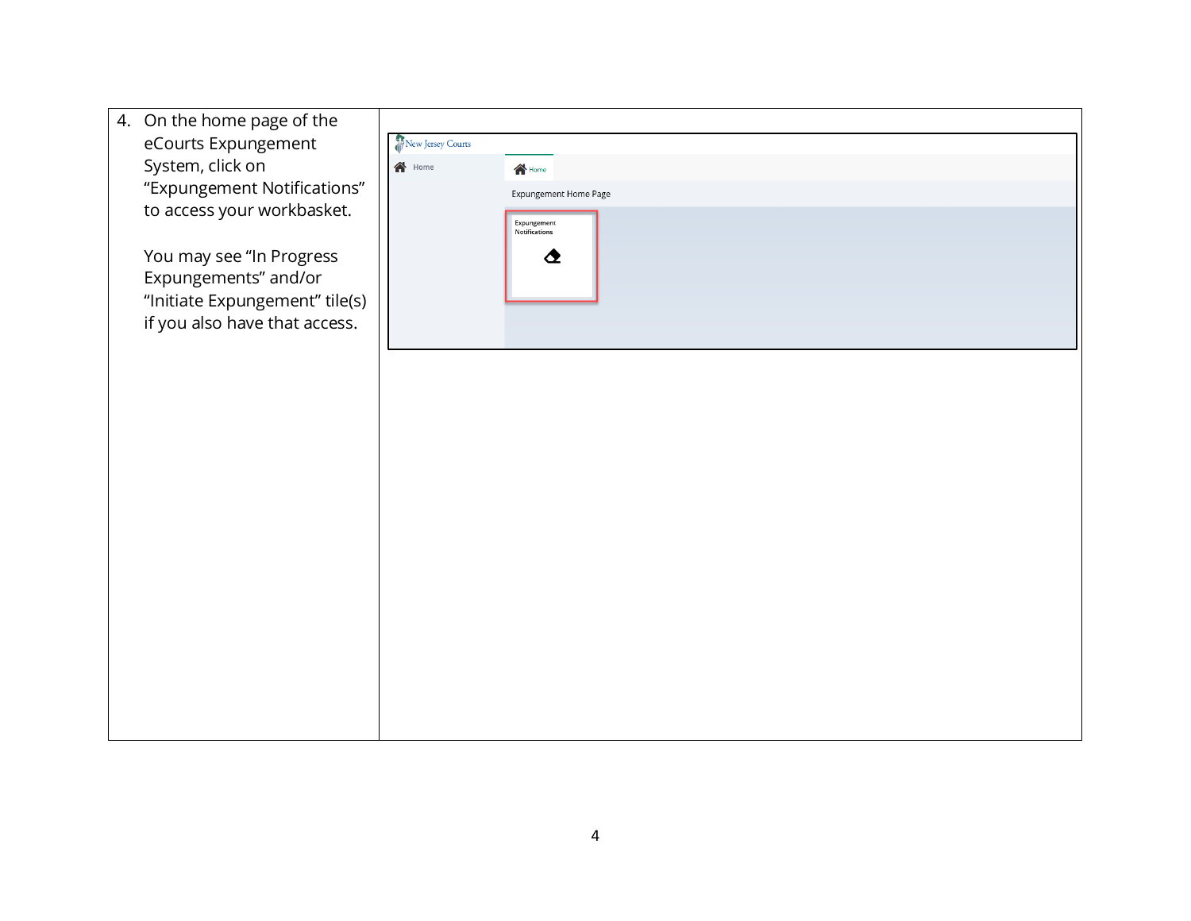| | |
|---|---|
| 4. On the home page of the eCourts Expungement System, click on "Expungement Notifications" to access your workbasket.<br><br>You may see "In Progress Expungements" and/or "Initiate Expungement" tile(s) if you also have that access. | |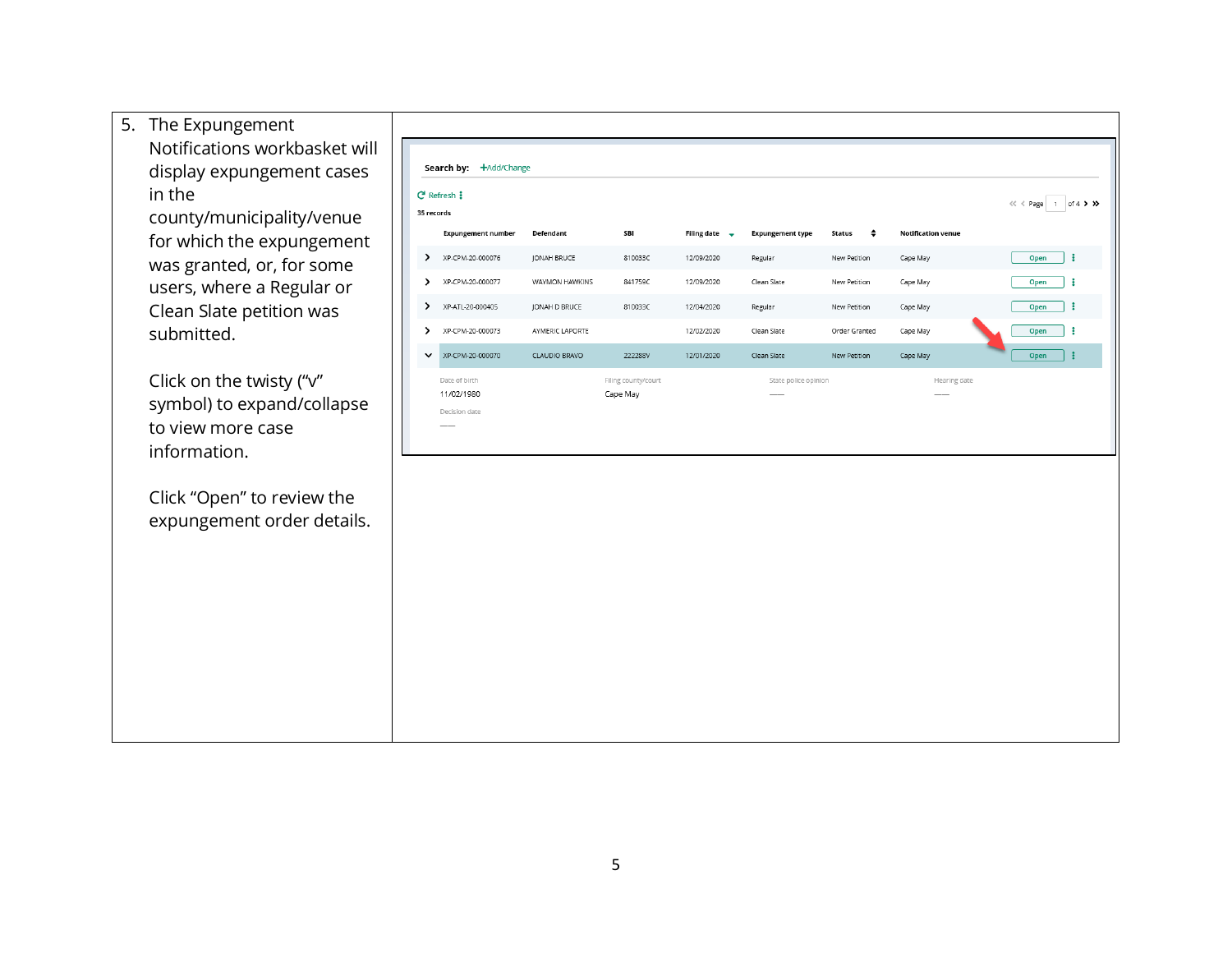5. The Expungement Notifications workbasket will display expungement cases in the county/municipality/venue for which the expungement was granted, or, for some users, where a Regular or Clean Slate petition was submitted.

   Click on the twisty ("v" symbol) to expand/collapse to view more case information.

   Click "Open" to review the expungement order details.

Search by: +Add/Change

Refresh

35 records

Page 1 of 4

| | Expungement number | Defendant | SBI | Filing date | Expungement type | Status | Notification venue | |
|---|---|---|---|---|---|---|---|---|
| > | XP-CPM-20-000076 | JONAH BRUCE | 810033C | 12/09/2020 | Regular | New Petition | Cape May | Open |
| > | XP-CPM-20-000077 | WAYMON HAWKINS | 841759C | 12/09/2020 | Clean Slate | New Petition | Cape May | Open |
| > | XP-ATL-20-000405 | JONAH D BRUCE | 810033C | 12/04/2020 | Regular | New Petition | Cape May | Open |
| > | XP-CPM-20-000073 | AYMERIC LAPORTE | | 12/02/2020 | Clean Slate | Order Granted | Cape May | Open |
| v | XP-CPM-20-000070 | CLAUDIO BRAVO | 222288V | 12/01/2020 | Clean Slate | New Petition | Cape May | Open |

| Date of birth | Filing county/court | State police opinion | Hearing date |
|---|---|---|---|
| 11/02/1980 | Cape May | —— | —— |

| Decision date |
|---|
| —— |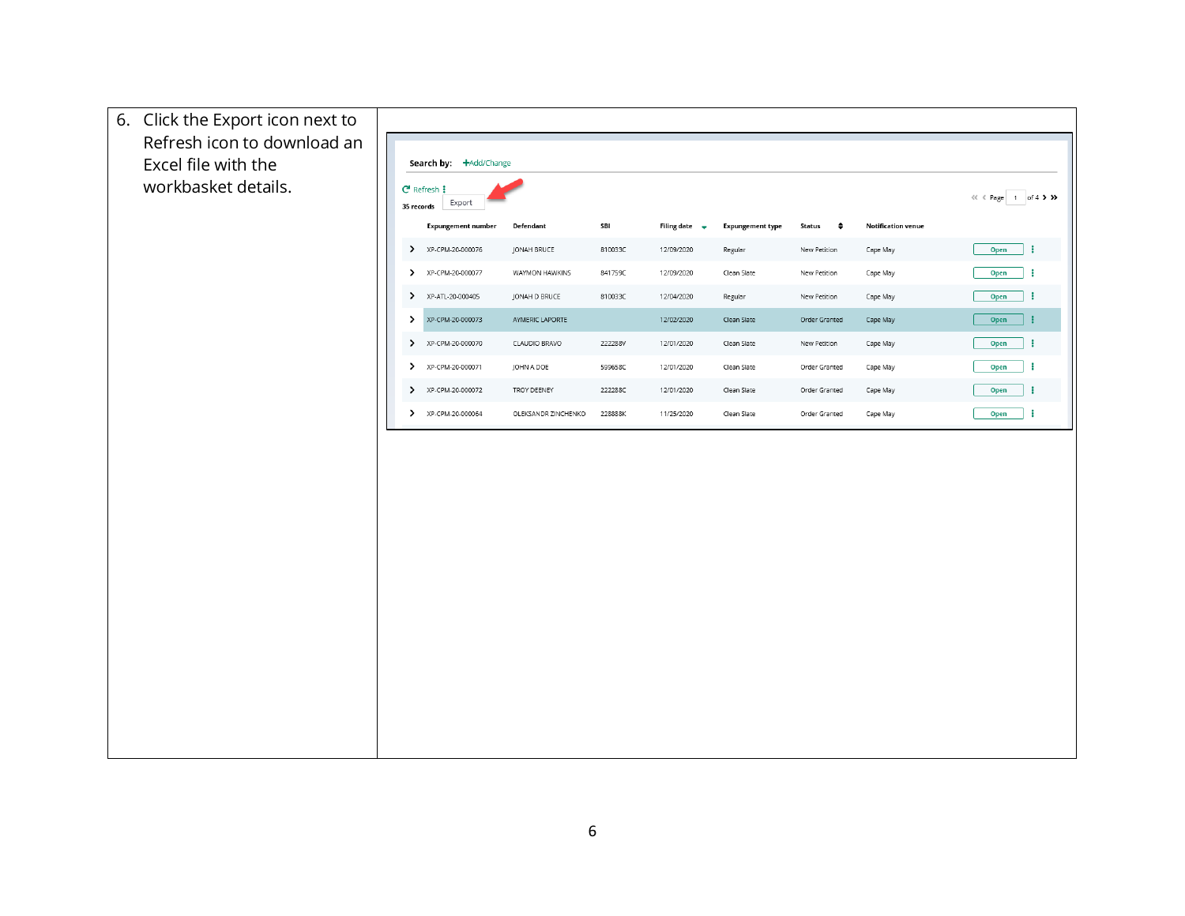6. Click the Export icon next to Refresh icon to download an Excel file with the workbasket details.

Search by: +Add/Change

Refresh

35 records Export

Page 1 of 4

| | Expungement number | Defendant | SBI | Filing date | Expungement type | Status | Notification venue | | |
|---|---|---|---|---|---|---|---|---|---|
| > | XP-CPM-20-000076 | JONAH BRUCE | 810033C | 12/09/2020 | Regular | New Petition | Cape May | Open | ⋮ |
| > | XP-CPM-20-000077 | WAYMON HAWKINS | 841759C | 12/09/2020 | Clean Slate | New Petition | Cape May | Open | ⋮ |
| > | XP-ATL-20-000405 | JONAH D BRUCE | 810033C | 12/04/2020 | Regular | New Petition | Cape May | Open | ⋮ |
| > | XP-CPM-20-000073 | AYMERIC LAPORTE | | 12/02/2020 | Clean Slate | Order Granted | Cape May | Open | ⋮ |
| > | XP-CPM-20-000070 | CLAUDIO BRAVO | 222288V | 12/01/2020 | Clean Slate | New Petition | Cape May | Open | ⋮ |
| > | XP-CPM-20-000071 | JOHN A DOE | 599658C | 12/01/2020 | Clean Slate | Order Granted | Cape May | Open | ⋮ |
| > | XP-CPM-20-000072 | TROY DEENEY | 222288C | 12/01/2020 | Clean Slate | Order Granted | Cape May | Open | ⋮ |
| > | XP-CPM-20-000064 | OLEKSANDR ZINCHENKO | 228888K | 11/25/2020 | Clean Slate | Order Granted | Cape May | Open | ⋮ |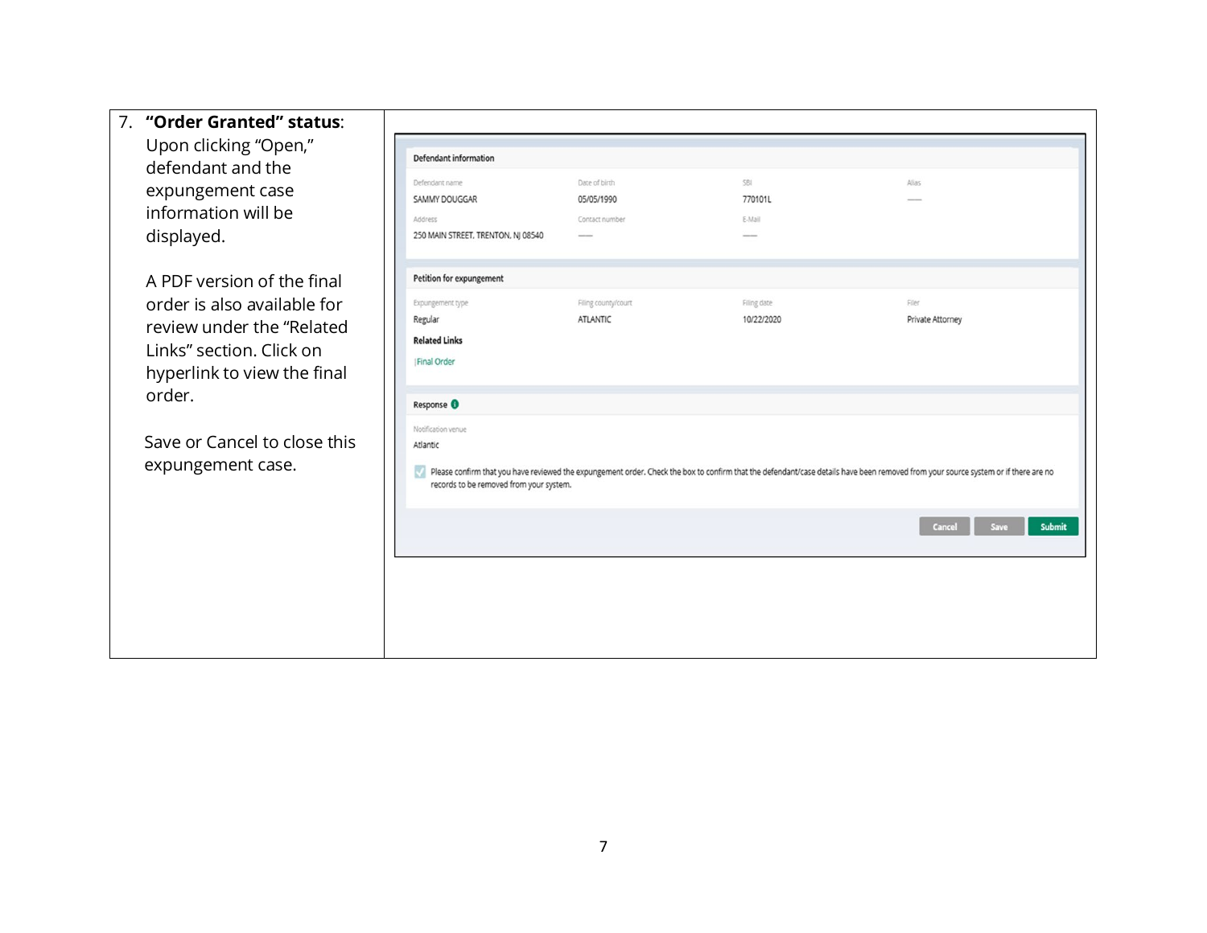| 7. **"Order Granted" status**: Upon clicking "Open," defendant and the expungement case information will be displayed.<br><br>A PDF version of the final order is also available for review under the "Related Links" section. Click on hyperlink to view the final order.<br><br>Save or Cancel to close this expungement case. | **Defendant information**<br>Defendant name: SAMMY DOUGGAR<br>Date of birth: 05/05/1990<br>SBI: 770101L<br>Alias: —<br>Address: 250 MAIN STREET, TRENTON, NJ 08540<br>Contact number: —<br>E-Mail: —<br><br>**Petition for expungement**<br>Expungement type: Regular<br>Filing county/court: ATLANTIC<br>Filing date: 10/22/2020<br>Filer: Private Attorney<br>**Related Links**<br>Final Order<br><br>**Response**<br>Notification venue: Atlantic<br>☑ Please confirm that you have reviewed the expungement order. Check the box to confirm that the defendant/case details have been removed from your source system or if there are no records to be removed from your system.<br><br>Cancel / Save / Submit |
|---|---|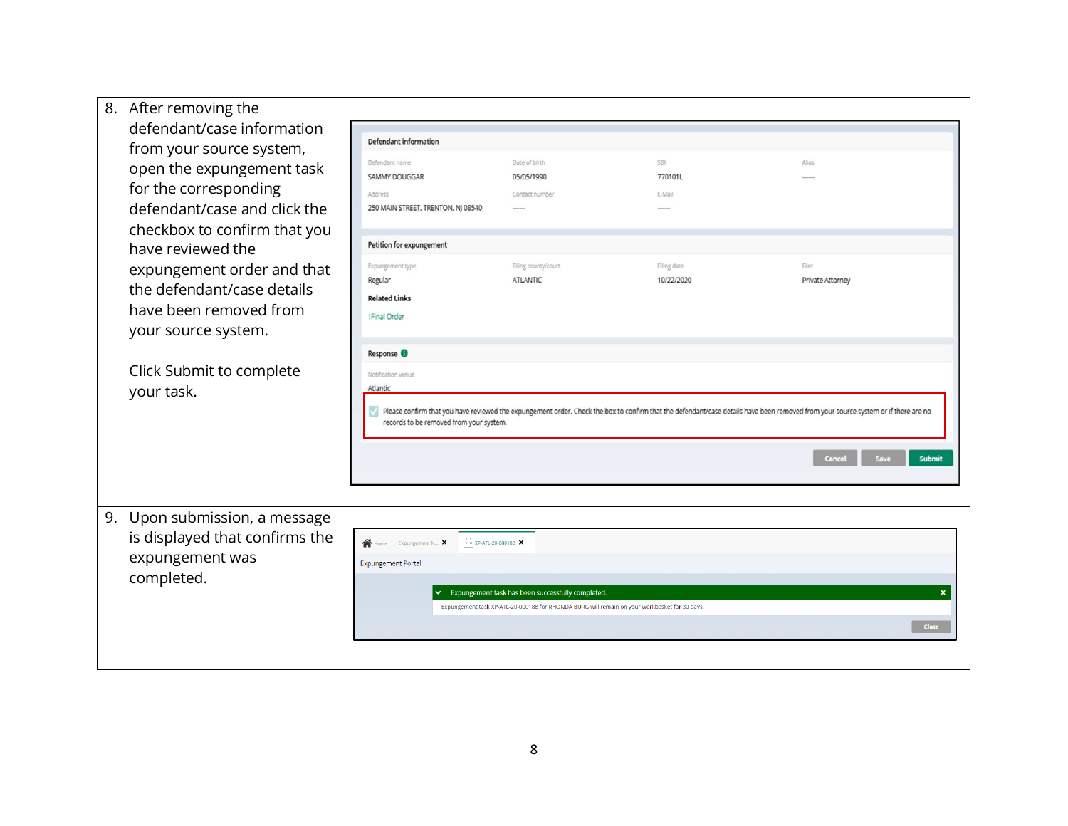| | |
|---|---|
| 8. After removing the defendant/case information from your source system, open the expungement task for the corresponding defendant/case and click the checkbox to confirm that you have reviewed the expungement order and that the defendant/case details have been removed from your source system.<br><br>Click Submit to complete your task. | |
| 9. Upon submission, a message is displayed that confirms the expungement was completed. | |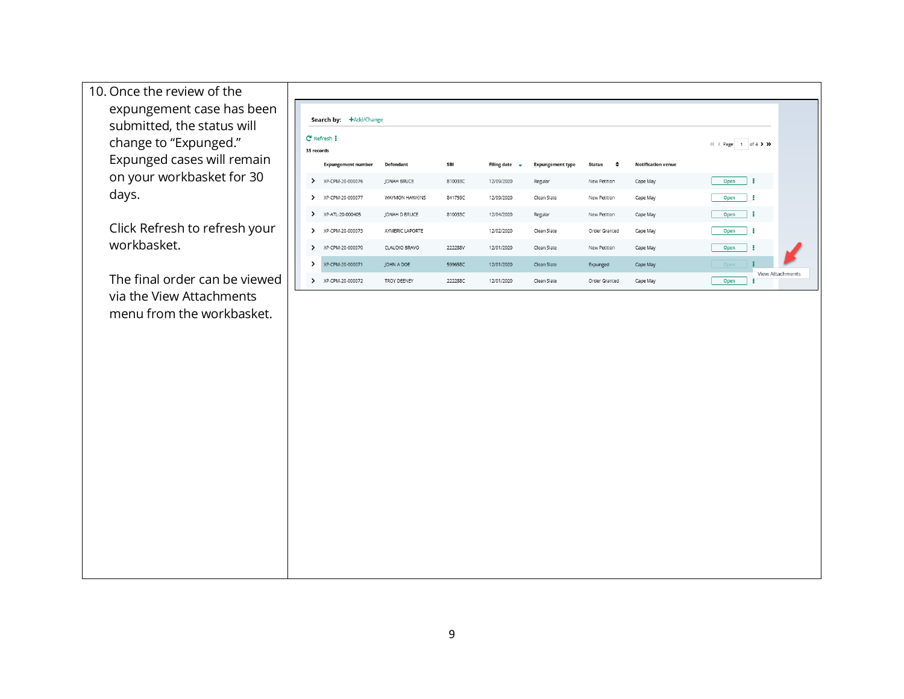10. Once the review of the expungement case has been submitted, the status will change to "Expunged." Expunged cases will remain on your workbasket for 30 days.

    Click Refresh to refresh your workbasket.

    The final order can be viewed via the View Attachments menu from the workbasket.

Search by: +Add/Change

Refresh

35 records

Page 1 of 4

| | Expungement number | Defendant | SBI | Filing date | Expungement type | Status | Notification venue | | |
|---|---|---|---|---|---|---|---|---|---|
| > | XP-CPM-20-000076 | JONAH BRUCE | 810033C | 12/09/2020 | Regular | New Petition | Cape May | Open | ⋮ |
| > | XP-CPM-20-000077 | WAYMON HAWKINS | 841759C | 12/09/2020 | Clean Slate | New Petition | Cape May | Open | ⋮ |
| > | XP-ATL-20-000405 | JONAH D BRUCE | 810033C | 12/04/2020 | Regular | New Petition | Cape May | Open | ⋮ |
| > | XP-CPM-20-000073 | AYMERIC LAPORTE | | 12/02/2020 | Clean Slate | Order Granted | Cape May | Open | ⋮ |
| > | XP-CPM-20-000070 | CLAUDIO BRAVO | 222288V | 12/01/2020 | Clean Slate | New Petition | Cape May | Open | ⋮ |
| > | XP-CPM-20-000071 | JOHN A DOE | 599658C | 12/01/2020 | Clean Slate | Expunged | Cape May | Open | ⋮ |
| > | XP-CPM-20-000072 | TROY DEENEY | 222288C | 12/01/2020 | Clean Slate | Order Granted | Cape May | Open | ⋮ |

View Attachments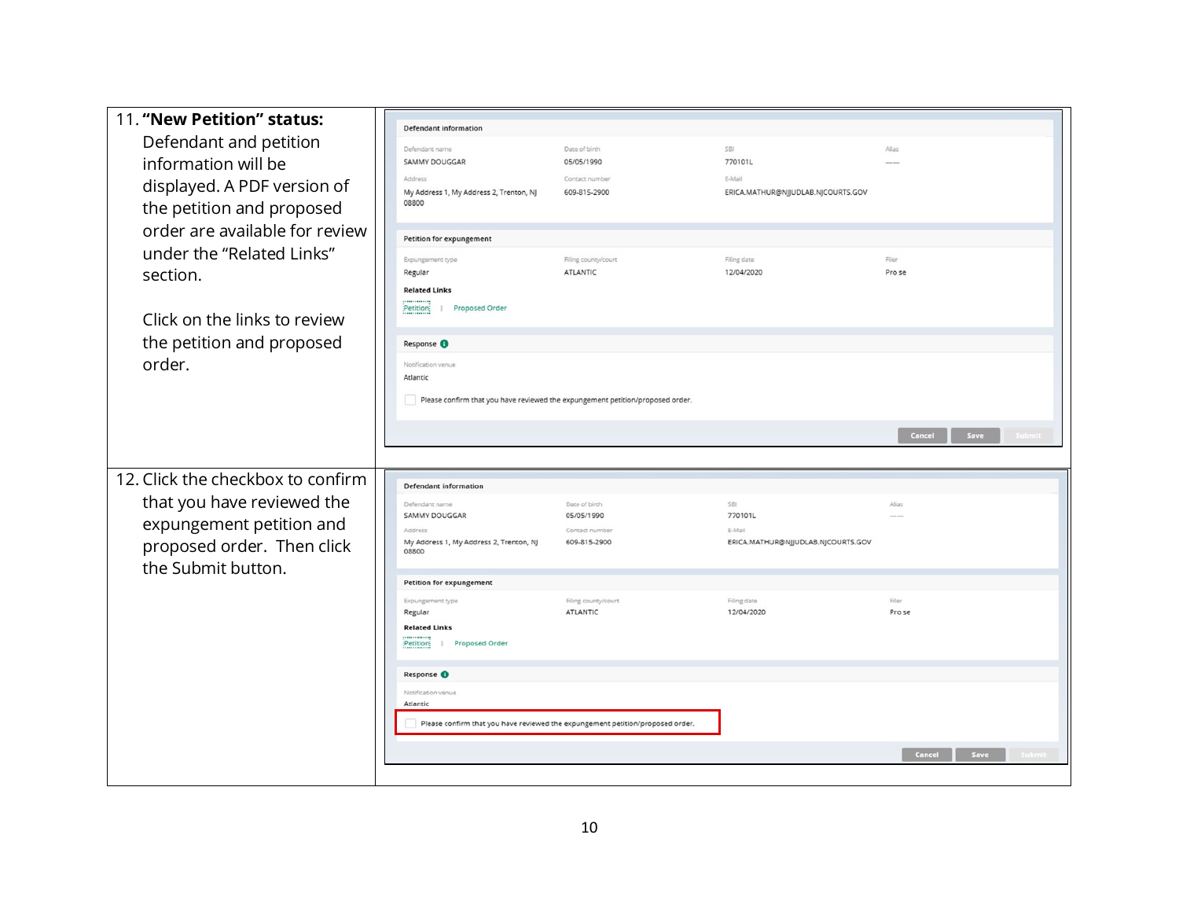| | |
|---|---|
| 11. **"New Petition" status:** Defendant and petition information will be displayed. A PDF version of the petition and proposed order are available for review under the "Related Links" section.<br><br>Click on the links to review the petition and proposed order. | **Defendant information**<br>Defendant name: SAMMY DOUGGAR; Date of birth: 05/05/1990; SBI: 770101L; Alias: ——<br>Address: My Address 1, My Address 2, Trenton, NJ 08800; Contact number: 609-815-2900; E-Mail: ERICA.MATHUR@NJJUDLAB.NJCOURTS.GOV<br>**Petition for expungement**<br>Expungement type: Regular; Filing county/court: ATLANTIC; Filing date: 12/04/2020; Filer: Pro se<br>**Related Links**<br>Petition \| Proposed Order<br>**Response**<br>Notification venue: Atlantic<br>Please confirm that you have reviewed the expungement petition/proposed order.<br>Cancel Save Submit |
| 12. Click the checkbox to confirm that you have reviewed the expungement petition and proposed order. Then click the Submit button. | **Defendant information**<br>Defendant name: SAMMY DOUGGAR; Date of birth: 05/05/1990; SBI: 770101L; Alias: ——<br>Address: My Address 1, My Address 2, Trenton, NJ 08800; Contact number: 609-815-2900; E-Mail: ERICA.MATHUR@NJJUDLAB.NJCOURTS.GOV<br>**Petition for expungement**<br>Expungement type: Regular; Filing county/court: ATLANTIC; Filing date: 12/04/2020; Filer: Pro se<br>**Related Links**<br>Petition \| Proposed Order<br>**Response**<br>Notification venue: Atlantic<br>Please confirm that you have reviewed the expungement petition/proposed order.<br>Cancel Save Submit |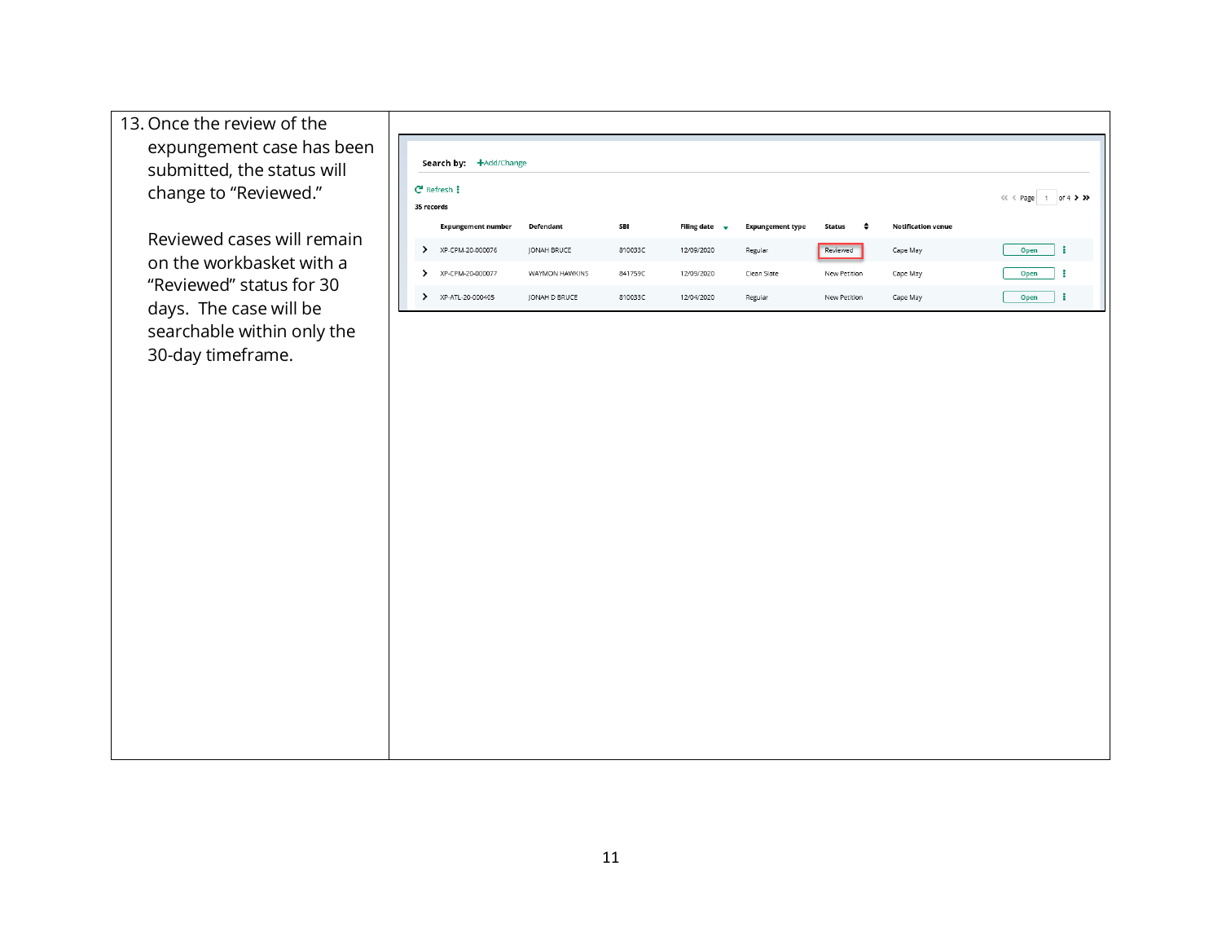13. Once the review of the expungement case has been submitted, the status will change to "Reviewed."

    Reviewed cases will remain on the workbasket with a "Reviewed" status for 30 days. The case will be searchable within only the 30-day timeframe.

Search by: +Add/Change

Refresh

35 records

Page 1 of 4

| | Expungement number | Defendant | SBI | Filing date | Expungement type | Status | Notification venue | |
|---|---|---|---|---|---|---|---|---|
| > | XP-CPM-20-000076 | JONAH BRUCE | 810033C | 12/09/2020 | Regular | Reviewed | Cape May | Open |
| > | XP-CPM-20-000077 | WAYMON HAWKINS | 841759C | 12/09/2020 | Clean Slate | New Petition | Cape May | Open |
| > | XP-ATL-20-000405 | JONAH D BRUCE | 810033C | 12/04/2020 | Regular | New Petition | Cape May | Open |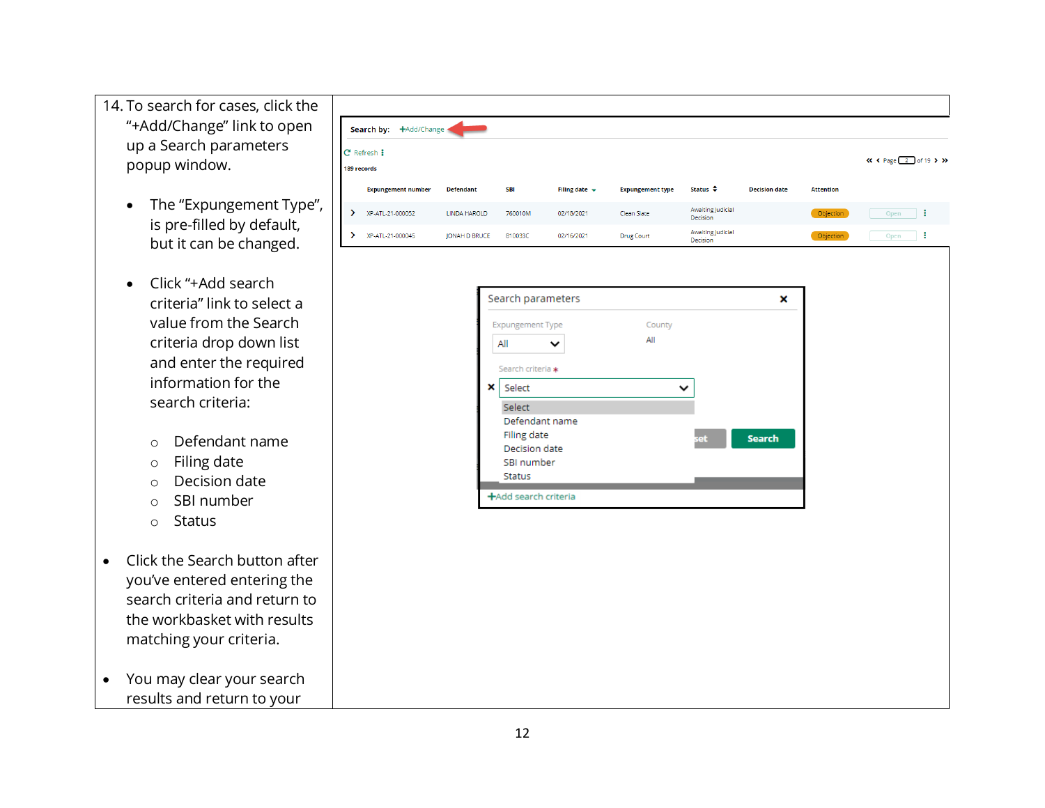14. To search for cases, click the "+Add/Change" link to open up a Search parameters popup window.

    - The "Expungement Type", is pre-filled by default, but it can be changed.

    - Click "+Add search criteria" link to select a value from the Search criteria drop down list and enter the required information for the search criteria:

        - Defendant name
        - Filing date
        - Decision date
        - SBI number
        - Status

- Click the Search button after you've entered entering the search criteria and return to the workbasket with results matching your criteria.

- You may clear your search results and return to your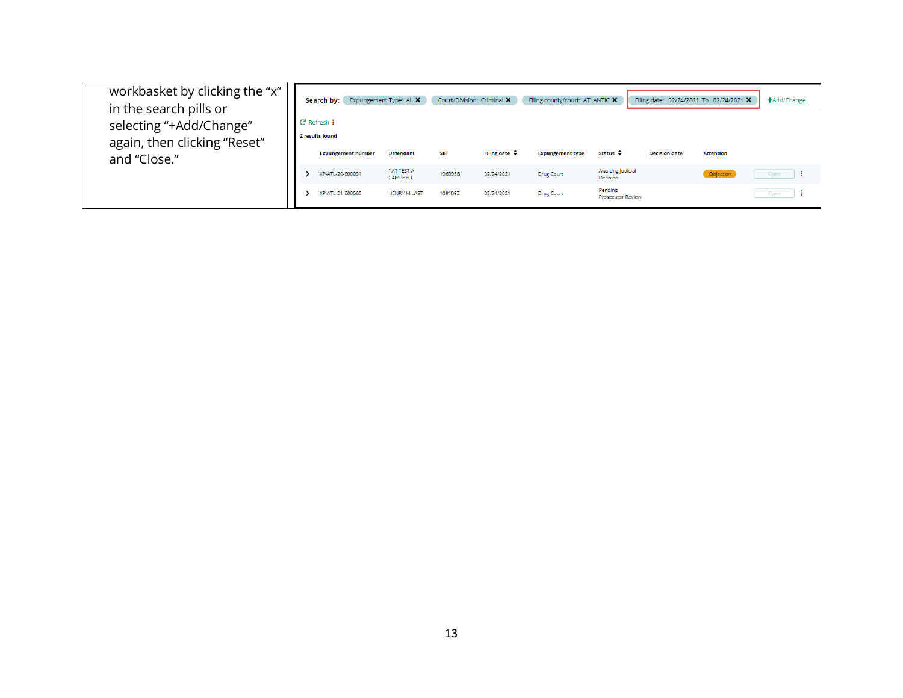| | |
|---|---|
| workbasket by clicking the "x" in the search pills or selecting "+Add/Change" again, then clicking "Reset" and "Close." | Search by: Expungement Type: All ✖ Court/Division: Criminal ✖ Filing county/court: ATLANTIC ✖ Filing date: 02/24/2021 To 02/24/2021 ✖ +Add/Change |

Refresh

2 results found

| | Expungement number | Defendant | SBI | Filing date | Expungement type | Status | Decision date | Attention | | |
|---|---|---|---|---|---|---|---|---|---|---|
| > | XP-ATL-20-000091 | PAT TEST A CAMPBELL | 196095B | 02/24/2021 | Drug Court | Awaiting Judicial Decision | | Objection | Open | ⋮ |
| > | XP-ATL-21-000066 | HENRY M LAST | 109109Z | 02/24/2021 | Drug Court | Pending Prosecutor Review | | | Open | ⋮ |